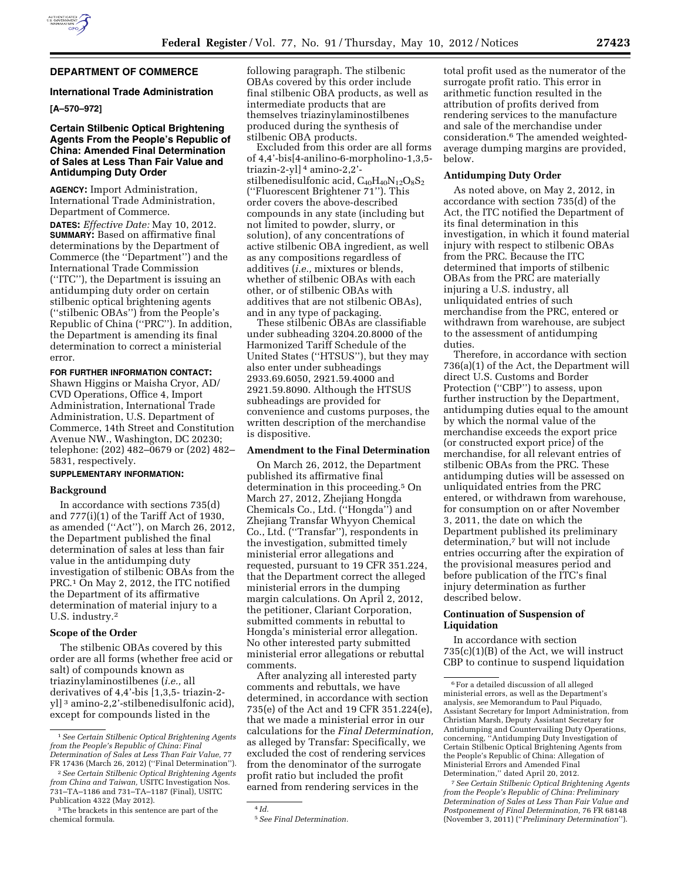## DEPARTMENT OF COMMERCE

### International Trade Administration

**[A–570–972]**

### Certain Stilbenic Optical Brightening Agents From the People's Republic of China: Amended Final Determination of Sales at Less Than Fair Value and Antidumping Duty Order

**AGENCY:** Import Administration, International Trade Administration, Department of Commerce.

**DATES:** *Effective Date:* May 10, 2012.

**SUMMARY:** Based on affirmative final determinations by the Department of Commerce (the "Department") and the International Trade Commission ("ITC"), the Department is issuing an antidumping duty order on certain stilbenic optical brightening agents ("stilbenic OBAs") from the People's Republic of China ("PRC"). In addition, the Department is amending its final determination to correct a ministerial error.

**FOR FURTHER INFORMATION CONTACT:** Shawn Higgins or Maisha Cryor, AD/CVD Operations, Office 4, Import Administration, International Trade Administration, U.S. Department of Commerce, 14th Street and Constitution Avenue NW., Washington, DC 20230; telephone: (202) 482–0679 or (202) 482–5831, respectively.

**SUPPLEMENTARY INFORMATION:**

#### Background

In accordance with sections 735(d) and 777(i)(1) of the Tariff Act of 1930, as amended ("Act"), on March 26, 2012, the Department published the final determination of sales at less than fair value in the antidumping duty investigation of stilbenic OBAs from the PRC.[1] On May 2, 2012, the ITC notified the Department of its affirmative determination of material injury to a U.S. industry.[2]

#### Scope of the Order

The stilbenic OBAs covered by this order are all forms (whether free acid or salt) of compounds known as triazinylaminostilbenes (*i.e.,* all derivatives of 4,4'-bis [1,3,5- triazin-2-yl] [3] amino-2,2'-stilbenedisulfonic acid), except for compounds listed in the following paragraph. The stilbenic OBAs covered by this order include final stilbenic OBA products, as well as intermediate products that are themselves triazinylaminostilbenes produced during the synthesis of stilbenic OBA products.

Excluded from this order are all forms of 4,4'-bis[4-anilino-6-morpholino-1,3,5-triazin-2-yl] [4] amino-2,2'-stilbenedisulfonic acid, $C_{40}H_{40}N_{12}O_8S_2$ ("Fluorescent Brightener 71"). This order covers the above-described compounds in any state (including but not limited to powder, slurry, or solution), of any concentrations of active stilbenic OBA ingredient, as well as any compositions regardless of additives (*i.e.,* mixtures or blends, whether of stilbenic OBAs with each other, or of stilbenic OBAs with additives that are not stilbenic OBAs), and in any type of packaging.

These stilbenic OBAs are classifiable under subheading 3204.20.8000 of the Harmonized Tariff Schedule of the United States ("HTSUS"), but they may also enter under subheadings 2933.69.6050, 2921.59.4000 and 2921.59.8090. Although the HTSUS subheadings are provided for convenience and customs purposes, the written description of the merchandise is dispositive.

#### Amendment to the Final Determination

On March 26, 2012, the Department published its affirmative final determination in this proceeding.[5] On March 27, 2012, Zhejiang Hongda Chemicals Co., Ltd. ("Hongda") and Zhejiang Transfar Whyyon Chemical Co., Ltd. ("Transfar"), respondents in the investigation, submitted timely ministerial error allegations and requested, pursuant to 19 CFR 351.224, that the Department correct the alleged ministerial errors in the dumping margin calculations. On April 2, 2012, the petitioner, Clariant Corporation, submitted comments in rebuttal to Hongda's ministerial error allegation. No other interested party submitted ministerial error allegations or rebuttal comments.

After analyzing all interested party comments and rebuttals, we have determined, in accordance with section 735(e) of the Act and 19 CFR 351.224(e), that we made a ministerial error in our calculations for the *Final Determination,* as alleged by Transfar: Specifically, we excluded the cost of rendering services from the denominator of the surrogate profit ratio but included the profit earned from rendering services in the total profit used as the numerator of the surrogate profit ratio. This error in arithmetic function resulted in the attribution of profits derived from rendering services to the manufacture and sale of the merchandise under consideration.[6] The amended weighted-average dumping margins are provided, below.

#### Antidumping Duty Order

As noted above, on May 2, 2012, in accordance with section 735(d) of the Act, the ITC notified the Department of its final determination in this investigation, in which it found material injury with respect to stilbenic OBAs from the PRC. Because the ITC determined that imports of stilbenic OBAs from the PRC are materially injuring a U.S. industry, all unliquidated entries of such merchandise from the PRC, entered or withdrawn from warehouse, are subject to the assessment of antidumping duties.

Therefore, in accordance with section 736(a)(1) of the Act, the Department will direct U.S. Customs and Border Protection ("CBP") to assess, upon further instruction by the Department, antidumping duties equal to the amount by which the normal value of the merchandise exceeds the export price (or constructed export price) of the merchandise, for all relevant entries of stilbenic OBAs from the PRC. These antidumping duties will be assessed on unliquidated entries from the PRC entered, or withdrawn from warehouse, for consumption on or after November 3, 2011, the date on which the Department published its preliminary determination,[7] but will not include entries occurring after the expiration of the provisional measures period and before publication of the ITC's final injury determination as further described below.

#### Continuation of Suspension of Liquidation

In accordance with section 735(c)(1)(B) of the Act, we will instruct CBP to continue to suspend liquidation

---

[1] *See Certain Stilbenic Optical Brightening Agents from the People's Republic of China: Final Determination of Sales at Less Than Fair Value,* 77 FR 17436 (March 26, 2012) ("Final Determination").

[2] *See Certain Stilbenic Optical Brightening Agents from China and Taiwan,* USITC Investigation Nos. 731–TA–1186 and 731–TA–1187 (Final), USITC Publication 4322 (May 2012).

[3] The brackets in this sentence are part of the chemical formula.

[4] *Id.*

[5] *See Final Determination.*

[6] For a detailed discussion of all alleged ministerial errors, as well as the Department's analysis, *see* Memorandum to Paul Piquado, Assistant Secretary for Import Administration, from Christian Marsh, Deputy Assistant Secretary for Antidumping and Countervailing Duty Operations, concerning, "Antidumping Duty Investigation of Certain Stilbenic Optical Brightening Agents from the People's Republic of China: Allegation of Ministerial Errors and Amended Final Determination," dated April 20, 2012.

[7] *See Certain Stilbenic Optical Brightening Agents from the People's Republic of China: Preliminary Determination of Sales at Less Than Fair Value and Postponement of Final Determination,* 76 FR 68148 (November 3, 2011) ("*Preliminary Determination*").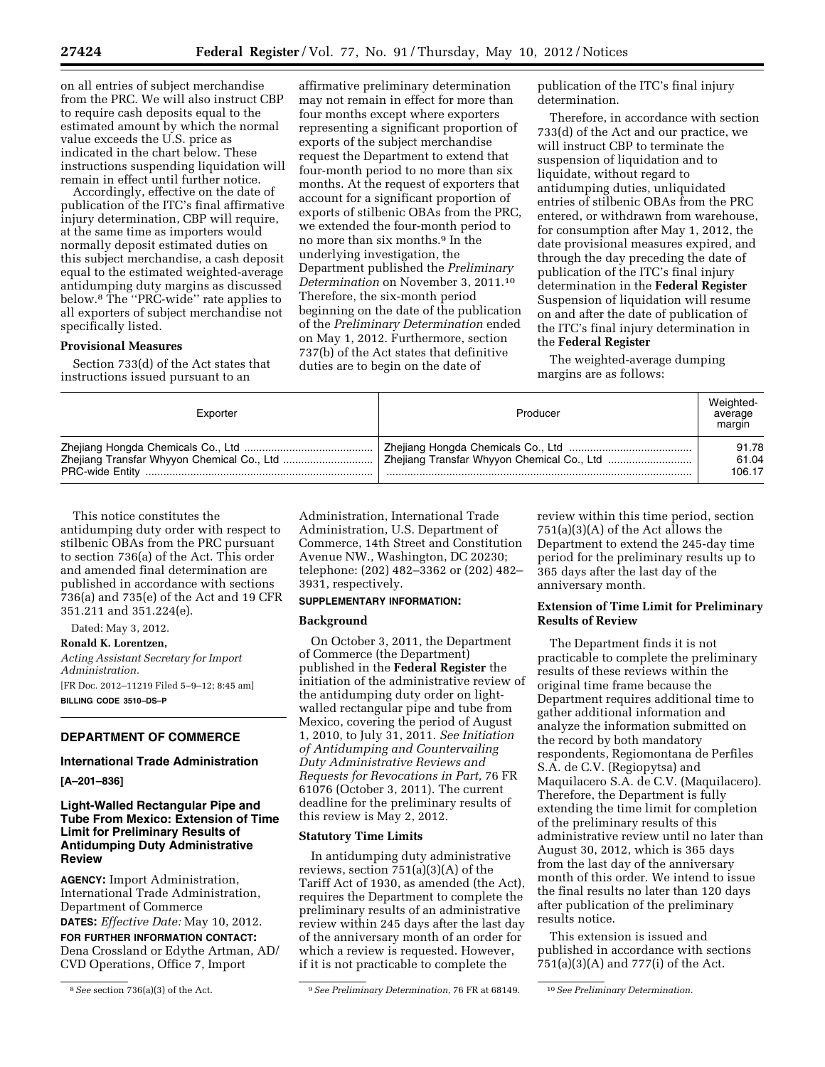on all entries of subject merchandise from the PRC. We will also instruct CBP to require cash deposits equal to the estimated amount by which the normal value exceeds the U.S. price as indicated in the chart below. These instructions suspending liquidation will remain in effect until further notice.

Accordingly, effective on the date of publication of the ITC's final affirmative injury determination, CBP will require, at the same time as importers would normally deposit estimated duties on this subject merchandise, a cash deposit equal to the estimated weighted-average antidumping duty margins as discussed below.[8] The ''PRC-wide'' rate applies to all exporters of subject merchandise not specifically listed.

**Provisional Measures**

Section 733(d) of the Act states that instructions issued pursuant to an affirmative preliminary determination may not remain in effect for more than four months except where exporters representing a significant proportion of exports of the subject merchandise request the Department to extend that four-month period to no more than six months. At the request of exporters that account for a significant proportion of exports of stilbenic OBAs from the PRC, we extended the four-month period to no more than six months.[9] In the underlying investigation, the Department published the *Preliminary Determination* on November 3, 2011.[10] Therefore, the six-month period beginning on the date of the publication of the *Preliminary Determination* ended on May 1, 2012. Furthermore, section 737(b) of the Act states that definitive duties are to begin on the date of publication of the ITC's final injury determination.

Therefore, in accordance with section 733(d) of the Act and our practice, we will instruct CBP to terminate the suspension of liquidation and to liquidate, without regard to antidumping duties, unliquidated entries of stilbenic OBAs from the PRC entered, or withdrawn from warehouse, for consumption after May 1, 2012, the date provisional measures expired, and through the day preceding the date of publication of the ITC's final injury determination in the **Federal Register** Suspension of liquidation will resume on and after the date of publication of the ITC's final injury determination in the **Federal Register**

The weighted-average dumping margins are as follows:

| Exporter | Producer | Weighted-average margin |
|---|---|---|
| Zhejiang Hongda Chemicals Co., Ltd | Zhejiang Hongda Chemicals Co., Ltd | 91.78 |
| Zhejiang Transfar Whyyon Chemical Co., Ltd | Zhejiang Transfar Whyyon Chemical Co., Ltd | 61.04 |
| PRC-wide Entity | | 106.17 |

This notice constitutes the antidumping duty order with respect to stilbenic OBAs from the PRC pursuant to section 736(a) of the Act. This order and amended final determination are published in accordance with sections 736(a) and 735(e) of the Act and 19 CFR 351.211 and 351.224(e).

Dated: May 3, 2012.

**Ronald K. Lorentzen,**

*Acting Assistant Secretary for Import Administration.*

[FR Doc. 2012–11219 Filed 5–9–12; 8:45 am]

**BILLING CODE 3510–DS–P**

---

## DEPARTMENT OF COMMERCE

### International Trade Administration

**[A–201–836]**

### Light-Walled Rectangular Pipe and Tube From Mexico: Extension of Time Limit for Preliminary Results of Antidumping Duty Administrative Review

**AGENCY:** Import Administration, International Trade Administration, Department of Commerce

**DATES:** *Effective Date:* May 10, 2012.

**FOR FURTHER INFORMATION CONTACT:** Dena Crossland or Edythe Artman, AD/CVD Operations, Office 7, Import Administration, International Trade Administration, U.S. Department of Commerce, 14th Street and Constitution Avenue NW., Washington, DC 20230; telephone: (202) 482–3362 or (202) 482–3931, respectively.

**SUPPLEMENTARY INFORMATION:**

**Background**

On October 3, 2011, the Department of Commerce (the Department) published in the **Federal Register** the initiation of the administrative review of the antidumping duty order on light-walled rectangular pipe and tube from Mexico, covering the period of August 1, 2010, to July 31, 2011. *See Initiation of Antidumping and Countervailing Duty Administrative Reviews and Requests for Revocations in Part,* 76 FR 61076 (October 3, 2011). The current deadline for the preliminary results of this review is May 2, 2012.

**Statutory Time Limits**

In antidumping duty administrative reviews, section 751(a)(3)(A) of the Tariff Act of 1930, as amended (the Act), requires the Department to complete the preliminary results of an administrative review within 245 days after the last day of the anniversary month of an order for which a review is requested. However, if it is not practicable to complete the review within this time period, section 751(a)(3)(A) of the Act allows the Department to extend the 245-day time period for the preliminary results up to 365 days after the last day of the anniversary month.

**Extension of Time Limit for Preliminary Results of Review**

The Department finds it is not practicable to complete the preliminary results of these reviews within the original time frame because the Department requires additional time to gather additional information and analyze the information submitted on the record by both mandatory respondents, Regiomontana de Perfiles S.A. de C.V. (Regiopytsa) and Maquilacero S.A. de C.V. (Maquilacero). Therefore, the Department is fully extending the time limit for completion of the preliminary results of this administrative review until no later than August 30, 2012, which is 365 days from the last day of the anniversary month of this order. We intend to issue the final results no later than 120 days after publication of the preliminary results notice.

This extension is issued and published in accordance with sections 751(a)(3)(A) and 777(i) of the Act.

---

[8] *See* section 736(a)(3) of the Act.

[9] *See Preliminary Determination,* 76 FR at 68149.

[10] *See Preliminary Determination.*